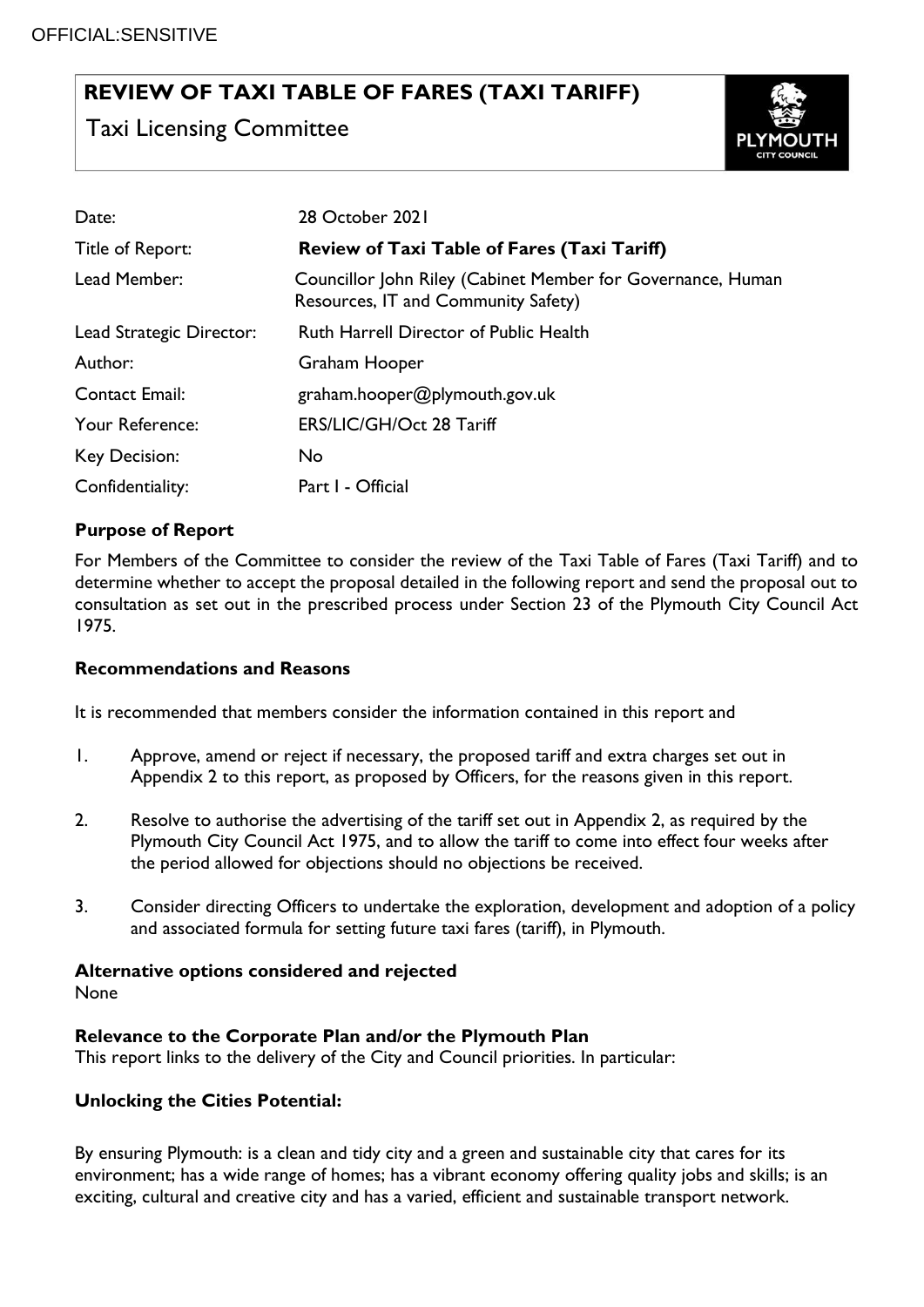OFFICIAL:SENSITIVE

# REVIEW OF TAXI TABLE OF FARES (TAXI TARIFF)

Taxi Licensing Committee

| | |
|---|---|
| Date: | 28 October 2021 |
| Title of Report: | **Review of Taxi Table of Fares (Taxi Tariff)** |
| Lead Member: | Councillor John Riley (Cabinet Member for Governance, Human Resources, IT and Community Safety) |
| Lead Strategic Director: | Ruth Harrell Director of Public Health |
| Author: | Graham Hooper |
| Contact Email: | graham.hooper@plymouth.gov.uk |
| Your Reference: | ERS/LIC/GH/Oct 28 Tariff |
| Key Decision: | No |
| Confidentiality: | Part I - Official |

**Purpose of Report**

For Members of the Committee to consider the review of the Taxi Table of Fares (Taxi Tariff) and to determine whether to accept the proposal detailed in the following report and send the proposal out to consultation as set out in the prescribed process under Section 23 of the Plymouth City Council Act 1975.

**Recommendations and Reasons**

It is recommended that members consider the information contained in this report and

1. Approve, amend or reject if necessary, the proposed tariff and extra charges set out in Appendix 2 to this report, as proposed by Officers, for the reasons given in this report.
2. Resolve to authorise the advertising of the tariff set out in Appendix 2, as required by the Plymouth City Council Act 1975, and to allow the tariff to come into effect four weeks after the period allowed for objections should no objections be received.
3. Consider directing Officers to undertake the exploration, development and adoption of a policy and associated formula for setting future taxi fares (tariff), in Plymouth.

**Alternative options considered and rejected**

None

**Relevance to the Corporate Plan and/or the Plymouth Plan**

This report links to the delivery of the City and Council priorities. In particular:

**Unlocking the Cities Potential:**

By ensuring Plymouth: is a clean and tidy city and a green and sustainable city that cares for its environment; has a wide range of homes; has a vibrant economy offering quality jobs and skills; is an exciting, cultural and creative city and has a varied, efficient and sustainable transport network.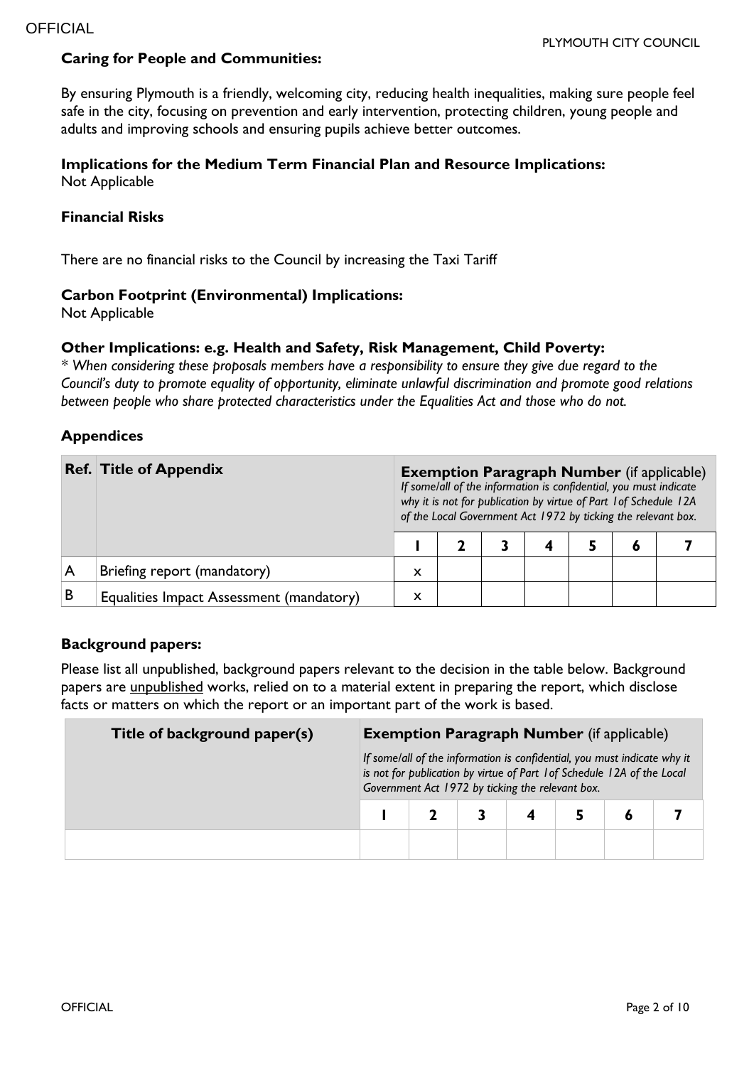**Caring for People and Communities:**

By ensuring Plymouth is a friendly, welcoming city, reducing health inequalities, making sure people feel safe in the city, focusing on prevention and early intervention, protecting children, young people and adults and improving schools and ensuring pupils achieve better outcomes.

**Implications for the Medium Term Financial Plan and Resource Implications:**
Not Applicable

**Financial Risks**

There are no financial risks to the Council by increasing the Taxi Tariff

**Carbon Footprint (Environmental) Implications:**
Not Applicable

**Other Implications: e.g. Health and Safety, Risk Management, Child Poverty:**
*\* When considering these proposals members have a responsibility to ensure they give due regard to the Council's duty to promote equality of opportunity, eliminate unlawful discrimination and promote good relations between people who share protected characteristics under the Equalities Act and those who do not.*

**Appendices**

| Ref. | Title of Appendix | **Exemption Paragraph Number** (if applicable) *If some/all of the information is confidential, you must indicate why it is not for publication by virtue of Part 1of Schedule 12A of the Local Government Act 1972 by ticking the relevant box.* | | | | | | |
|---|---|---|---|---|---|---|---|---|
| | | 1 | 2 | 3 | 4 | 5 | 6 | 7 |
| A | Briefing report (mandatory) | x | | | | | | |
| B | Equalities Impact Assessment (mandatory) | x | | | | | | |

**Background papers:**

Please list all unpublished, background papers relevant to the decision in the table below. Background papers are unpublished works, relied on to a material extent in preparing the report, which disclose facts or matters on which the report or an important part of the work is based.

| Title of background paper(s) | **Exemption Paragraph Number** (if applicable) *If some/all of the information is confidential, you must indicate why it is not for publication by virtue of Part 1of Schedule 12A of the Local Government Act 1972 by ticking the relevant box.* | | | | | | |
|---|---|---|---|---|---|---|---|
| | 1 | 2 | 3 | 4 | 5 | 6 | 7 |
| | | | | | | | |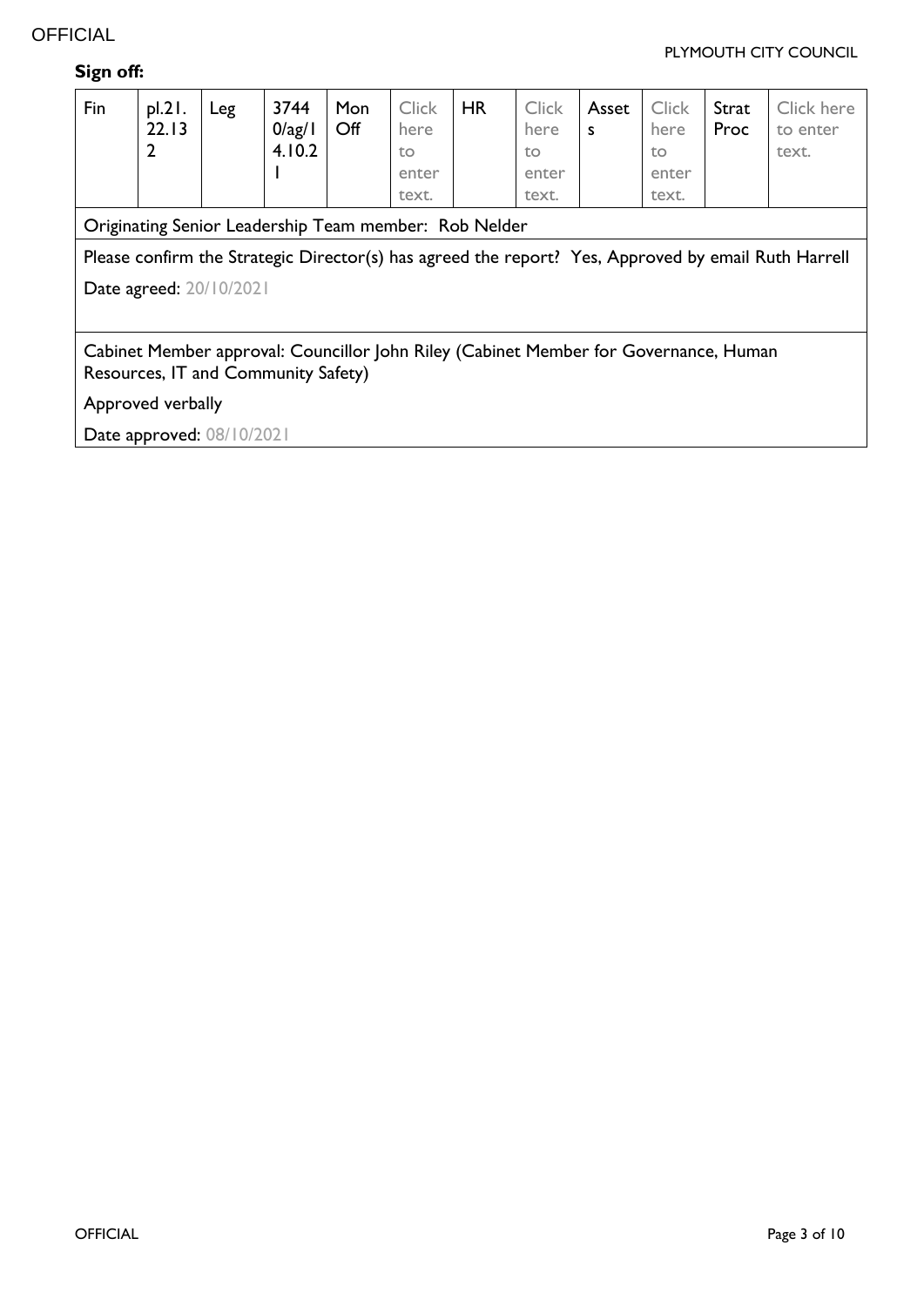**Sign off:**

| Fin | pl.21.22.132 | Leg | 37440/ag/14.10.21 | Mon Off | Click here to enter text. | HR | Click here to enter text. | Assets | Click here to enter text. | Strat Proc | Click here to enter text. |
|---|---|---|---|---|---|---|---|---|---|---|---|
| Originating Senior Leadership Team member: Rob Nelder | | | | | | | | | | | |
| Please confirm the Strategic Director(s) has agreed the report? Yes, Approved by email Ruth Harrell<br><br>Date agreed: 20/10/2021 | | | | | | | | | | | |
| Cabinet Member approval: Councillor John Riley (Cabinet Member for Governance, Human Resources, IT and Community Safety)<br><br>Approved verbally<br><br>Date approved: 08/10/2021 | | | | | | | | | | | |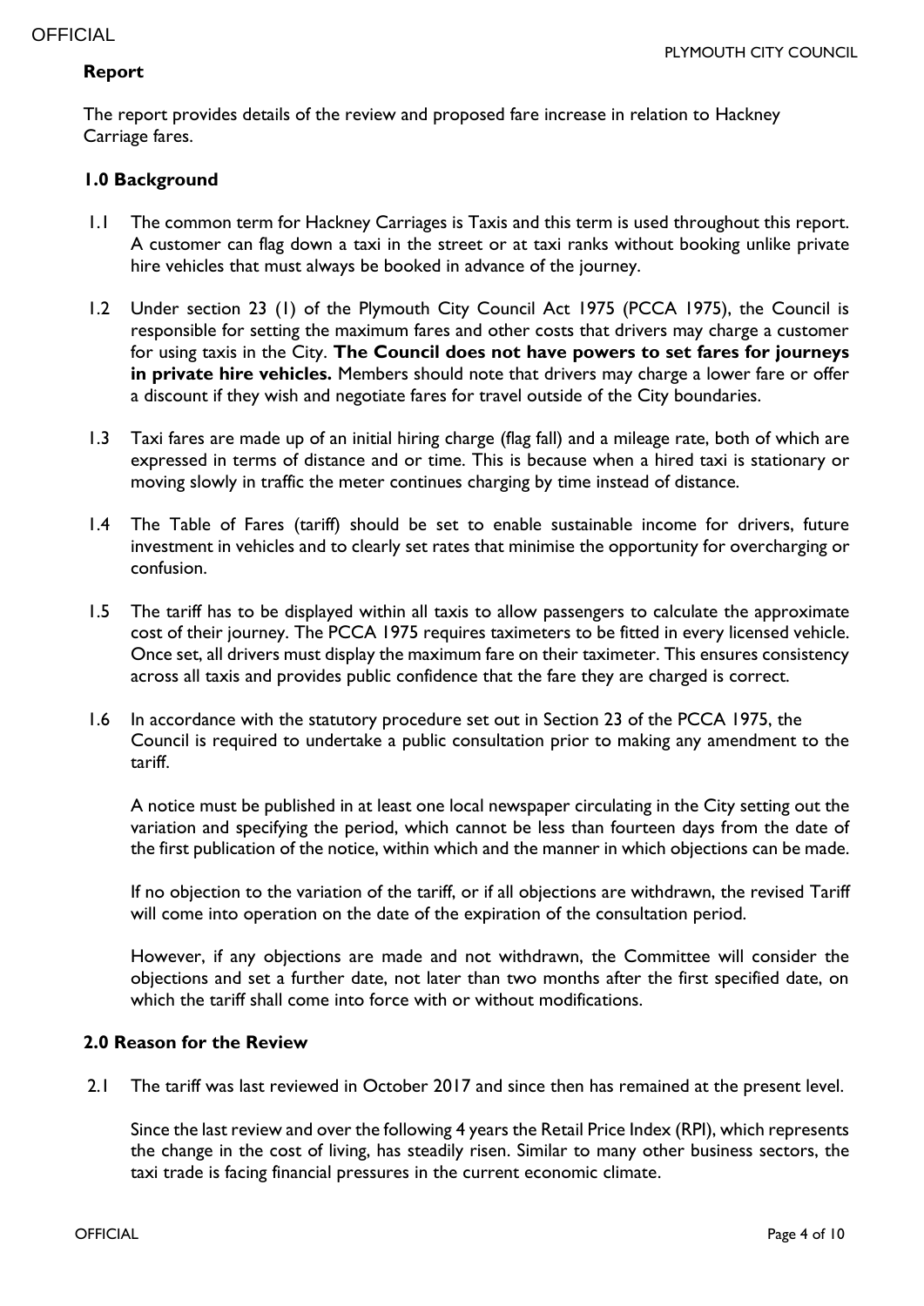**Report**

The report provides details of the review and proposed fare increase in relation to Hackney Carriage fares.

**1.0 Background**

1.1 The common term for Hackney Carriages is Taxis and this term is used throughout this report. A customer can flag down a taxi in the street or at taxi ranks without booking unlike private hire vehicles that must always be booked in advance of the journey.

1.2 Under section 23 (1) of the Plymouth City Council Act 1975 (PCCA 1975), the Council is responsible for setting the maximum fares and other costs that drivers may charge a customer for using taxis in the City. **The Council does not have powers to set fares for journeys in private hire vehicles.** Members should note that drivers may charge a lower fare or offer a discount if they wish and negotiate fares for travel outside of the City boundaries.

1.3 Taxi fares are made up of an initial hiring charge (flag fall) and a mileage rate, both of which are expressed in terms of distance and or time. This is because when a hired taxi is stationary or moving slowly in traffic the meter continues charging by time instead of distance.

1.4 The Table of Fares (tariff) should be set to enable sustainable income for drivers, future investment in vehicles and to clearly set rates that minimise the opportunity for overcharging or confusion.

1.5 The tariff has to be displayed within all taxis to allow passengers to calculate the approximate cost of their journey. The PCCA 1975 requires taximeters to be fitted in every licensed vehicle. Once set, all drivers must display the maximum fare on their taximeter. This ensures consistency across all taxis and provides public confidence that the fare they are charged is correct.

1.6 In accordance with the statutory procedure set out in Section 23 of the PCCA 1975, the Council is required to undertake a public consultation prior to making any amendment to the tariff.

A notice must be published in at least one local newspaper circulating in the City setting out the variation and specifying the period, which cannot be less than fourteen days from the date of the first publication of the notice, within which and the manner in which objections can be made.

If no objection to the variation of the tariff, or if all objections are withdrawn, the revised Tariff will come into operation on the date of the expiration of the consultation period.

However, if any objections are made and not withdrawn, the Committee will consider the objections and set a further date, not later than two months after the first specified date, on which the tariff shall come into force with or without modifications.

**2.0 Reason for the Review**

2.1 The tariff was last reviewed in October 2017 and since then has remained at the present level.

Since the last review and over the following 4 years the Retail Price Index (RPI), which represents the change in the cost of living, has steadily risen. Similar to many other business sectors, the taxi trade is facing financial pressures in the current economic climate.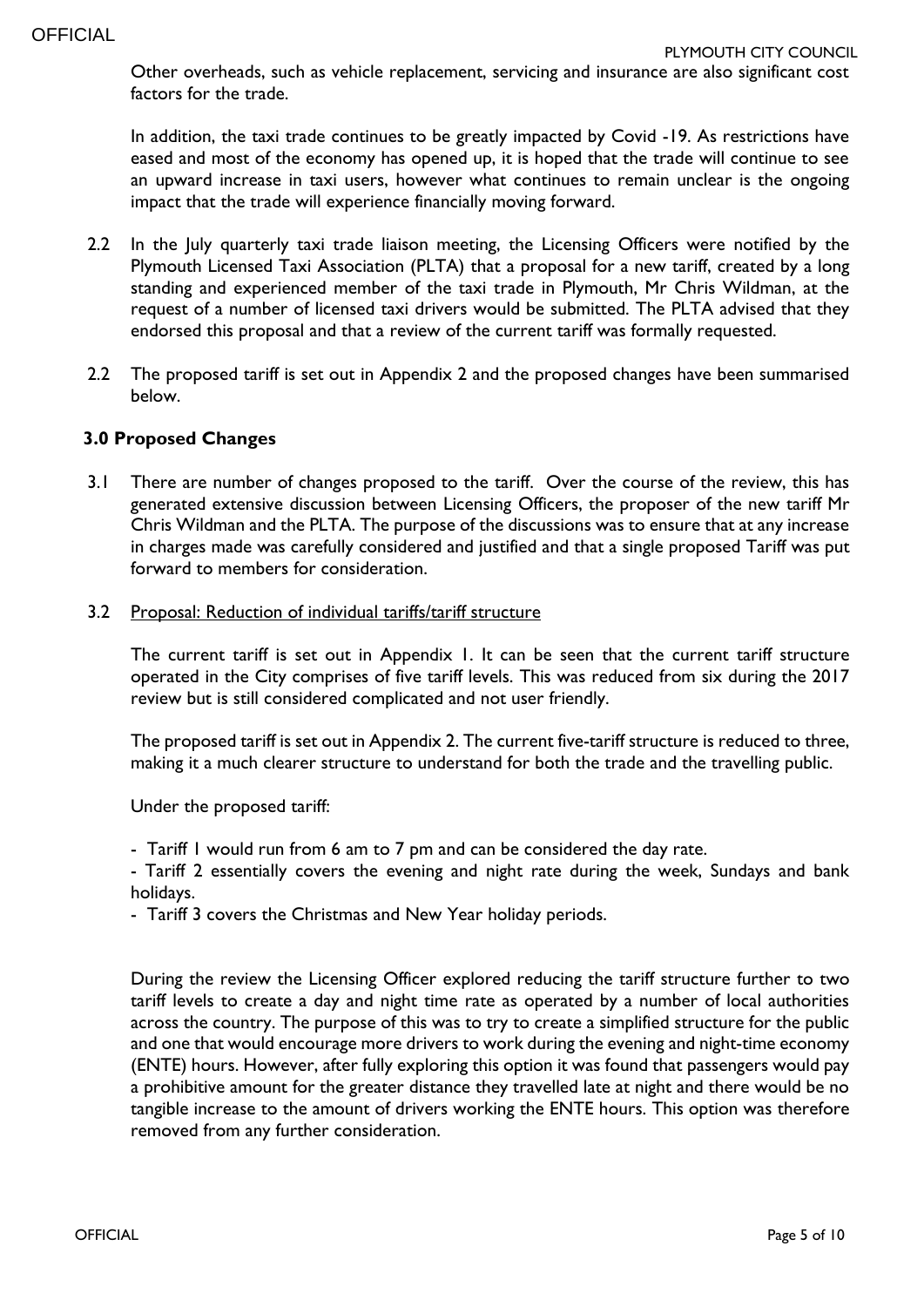Other overheads, such as vehicle replacement, servicing and insurance are also significant cost factors for the trade.

In addition, the taxi trade continues to be greatly impacted by Covid -19. As restrictions have eased and most of the economy has opened up, it is hoped that the trade will continue to see an upward increase in taxi users, however what continues to remain unclear is the ongoing impact that the trade will experience financially moving forward.

2.2 In the July quarterly taxi trade liaison meeting, the Licensing Officers were notified by the Plymouth Licensed Taxi Association (PLTA) that a proposal for a new tariff, created by a long standing and experienced member of the taxi trade in Plymouth, Mr Chris Wildman, at the request of a number of licensed taxi drivers would be submitted. The PLTA advised that they endorsed this proposal and that a review of the current tariff was formally requested.

2.2 The proposed tariff is set out in Appendix 2 and the proposed changes have been summarised below.

## 3.0 Proposed Changes

3.1 There are number of changes proposed to the tariff. Over the course of the review, this has generated extensive discussion between Licensing Officers, the proposer of the new tariff Mr Chris Wildman and the PLTA. The purpose of the discussions was to ensure that at any increase in charges made was carefully considered and justified and that a single proposed Tariff was put forward to members for consideration.

3.2 Proposal: Reduction of individual tariffs/tariff structure

The current tariff is set out in Appendix 1. It can be seen that the current tariff structure operated in the City comprises of five tariff levels. This was reduced from six during the 2017 review but is still considered complicated and not user friendly.

The proposed tariff is set out in Appendix 2. The current five-tariff structure is reduced to three, making it a much clearer structure to understand for both the trade and the travelling public.

Under the proposed tariff:

- Tariff 1 would run from 6 am to 7 pm and can be considered the day rate.
- Tariff 2 essentially covers the evening and night rate during the week, Sundays and bank holidays.
- Tariff 3 covers the Christmas and New Year holiday periods.

During the review the Licensing Officer explored reducing the tariff structure further to two tariff levels to create a day and night time rate as operated by a number of local authorities across the country. The purpose of this was to try to create a simplified structure for the public and one that would encourage more drivers to work during the evening and night-time economy (ENTE) hours. However, after fully exploring this option it was found that passengers would pay a prohibitive amount for the greater distance they travelled late at night and there would be no tangible increase to the amount of drivers working the ENTE hours. This option was therefore removed from any further consideration.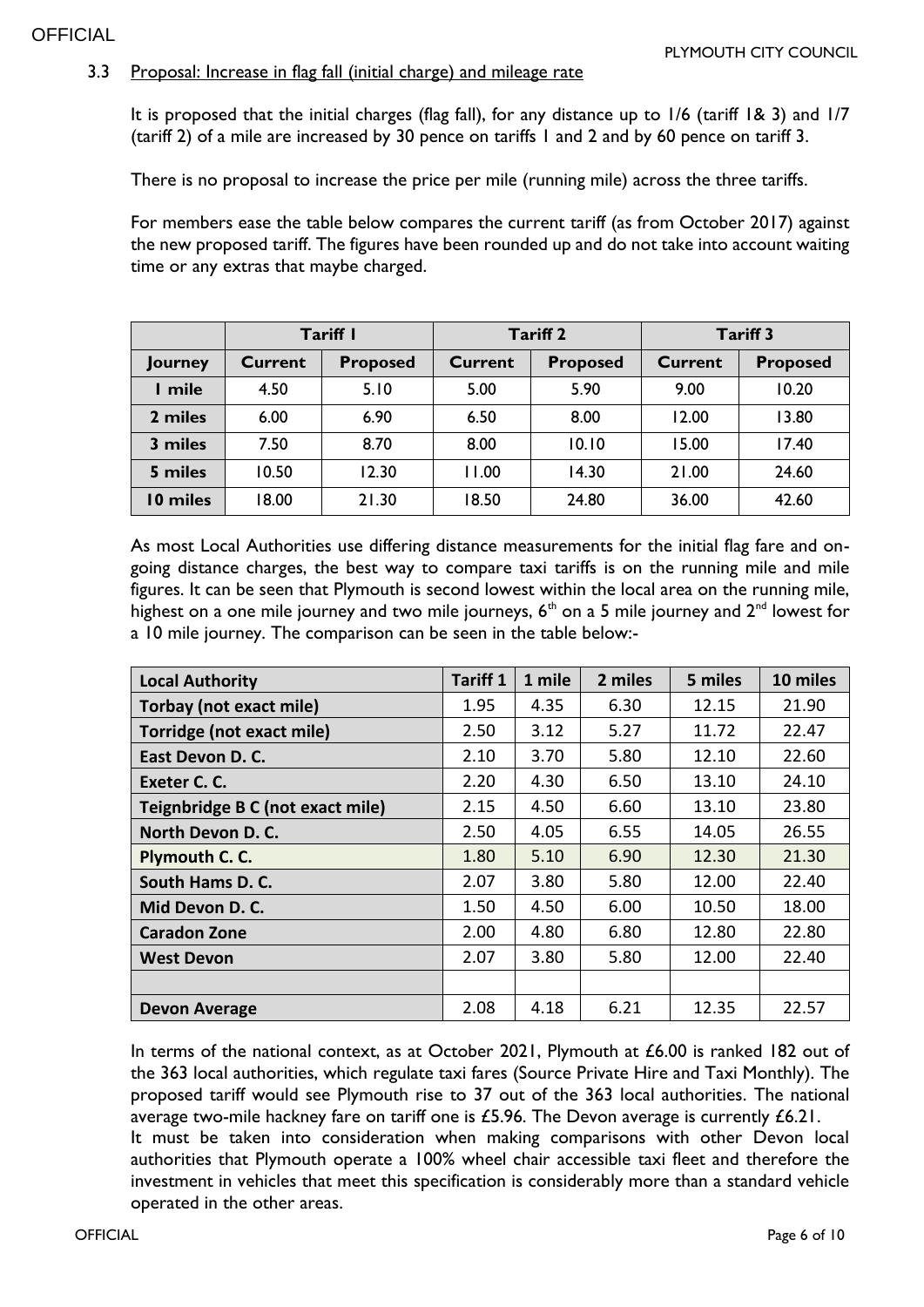### 3.3 Proposal: Increase in flag fall (initial charge) and mileage rate

It is proposed that the initial charges (flag fall), for any distance up to 1/6 (tariff 1& 3) and 1/7 (tariff 2) of a mile are increased by 30 pence on tariffs 1 and 2 and by 60 pence on tariff 3.

There is no proposal to increase the price per mile (running mile) across the three tariffs.

For members ease the table below compares the current tariff (as from October 2017) against the new proposed tariff. The figures have been rounded up and do not take into account waiting time or any extras that maybe charged.

| | Tariff 1 | | Tariff 2 | | Tariff 3 | |
|---|---|---|---|---|---|---|
| **Journey** | **Current** | **Proposed** | **Current** | **Proposed** | **Current** | **Proposed** |
| **1 mile** | 4.50 | 5.10 | 5.00 | 5.90 | 9.00 | 10.20 |
| **2 miles** | 6.00 | 6.90 | 6.50 | 8.00 | 12.00 | 13.80 |
| **3 miles** | 7.50 | 8.70 | 8.00 | 10.10 | 15.00 | 17.40 |
| **5 miles** | 10.50 | 12.30 | 11.00 | 14.30 | 21.00 | 24.60 |
| **10 miles** | 18.00 | 21.30 | 18.50 | 24.80 | 36.00 | 42.60 |

As most Local Authorities use differing distance measurements for the initial flag fare and on-going distance charges, the best way to compare taxi tariffs is on the running mile and mile figures. It can be seen that Plymouth is second lowest within the local area on the running mile, highest on a one mile journey and two mile journeys, 6th on a 5 mile journey and 2nd lowest for a 10 mile journey. The comparison can be seen in the table below:-

| Local Authority | Tariff 1 | 1 mile | 2 miles | 5 miles | 10 miles |
|---|---|---|---|---|---|
| **Torbay (not exact mile)** | 1.95 | 4.35 | 6.30 | 12.15 | 21.90 |
| **Torridge (not exact mile)** | 2.50 | 3.12 | 5.27 | 11.72 | 22.47 |
| **East Devon D. C.** | 2.10 | 3.70 | 5.80 | 12.10 | 22.60 |
| **Exeter C. C.** | 2.20 | 4.30 | 6.50 | 13.10 | 24.10 |
| **Teignbridge B C (not exact mile)** | 2.15 | 4.50 | 6.60 | 13.10 | 23.80 |
| **North Devon D. C.** | 2.50 | 4.05 | 6.55 | 14.05 | 26.55 |
| **Plymouth C. C.** | 1.80 | 5.10 | 6.90 | 12.30 | 21.30 |
| **South Hams D. C.** | 2.07 | 3.80 | 5.80 | 12.00 | 22.40 |
| **Mid Devon D. C.** | 1.50 | 4.50 | 6.00 | 10.50 | 18.00 |
| **Caradon Zone** | 2.00 | 4.80 | 6.80 | 12.80 | 22.80 |
| **West Devon** | 2.07 | 3.80 | 5.80 | 12.00 | 22.40 |
| | | | | | |
| **Devon Average** | 2.08 | 4.18 | 6.21 | 12.35 | 22.57 |

In terms of the national context, as at October 2021, Plymouth at £6.00 is ranked 182 out of the 363 local authorities, which regulate taxi fares (Source Private Hire and Taxi Monthly). The proposed tariff would see Plymouth rise to 37 out of the 363 local authorities. The national average two-mile hackney fare on tariff one is £5.96. The Devon average is currently £6.21.

It must be taken into consideration when making comparisons with other Devon local authorities that Plymouth operate a 100% wheel chair accessible taxi fleet and therefore the investment in vehicles that meet this specification is considerably more than a standard vehicle operated in the other areas.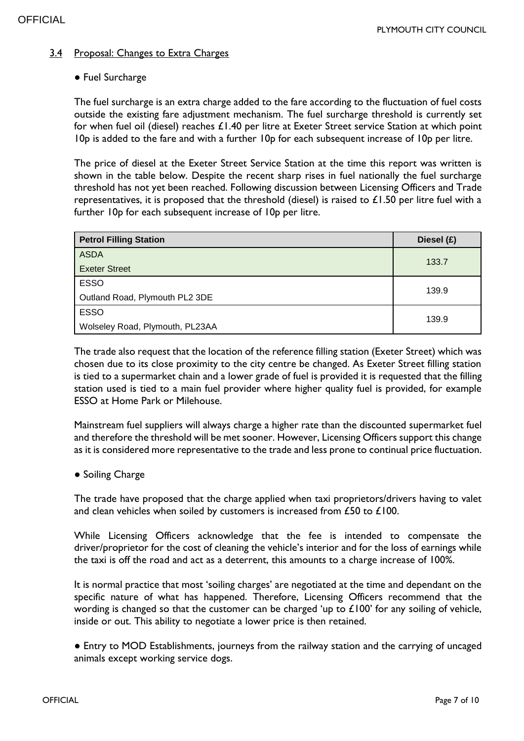### 3.4 Proposal: Changes to Extra Charges

● Fuel Surcharge

The fuel surcharge is an extra charge added to the fare according to the fluctuation of fuel costs outside the existing fare adjustment mechanism. The fuel surcharge threshold is currently set for when fuel oil (diesel) reaches £1.40 per litre at Exeter Street service Station at which point 10p is added to the fare and with a further 10p for each subsequent increase of 10p per litre.

The price of diesel at the Exeter Street Service Station at the time this report was written is shown in the table below. Despite the recent sharp rises in fuel nationally the fuel surcharge threshold has not yet been reached. Following discussion between Licensing Officers and Trade representatives, it is proposed that the threshold (diesel) is raised to £1.50 per litre fuel with a further 10p for each subsequent increase of 10p per litre.

| Petrol Filling Station | Diesel (£) |
|---|---|
| ASDA<br>Exeter Street | 133.7 |
| ESSO<br>Outland Road, Plymouth PL2 3DE | 139.9 |
| ESSO<br>Wolseley Road, Plymouth, PL23AA | 139.9 |

The trade also request that the location of the reference filling station (Exeter Street) which was chosen due to its close proximity to the city centre be changed. As Exeter Street filling station is tied to a supermarket chain and a lower grade of fuel is provided it is requested that the filling station used is tied to a main fuel provider where higher quality fuel is provided, for example ESSO at Home Park or Milehouse.

Mainstream fuel suppliers will always charge a higher rate than the discounted supermarket fuel and therefore the threshold will be met sooner. However, Licensing Officers support this change as it is considered more representative to the trade and less prone to continual price fluctuation.

● Soiling Charge

The trade have proposed that the charge applied when taxi proprietors/drivers having to valet and clean vehicles when soiled by customers is increased from £50 to £100.

While Licensing Officers acknowledge that the fee is intended to compensate the driver/proprietor for the cost of cleaning the vehicle's interior and for the loss of earnings while the taxi is off the road and act as a deterrent, this amounts to a charge increase of 100%.

It is normal practice that most 'soiling charges' are negotiated at the time and dependant on the specific nature of what has happened. Therefore, Licensing Officers recommend that the wording is changed so that the customer can be charged 'up to £100' for any soiling of vehicle, inside or out. This ability to negotiate a lower price is then retained.

● Entry to MOD Establishments, journeys from the railway station and the carrying of uncaged animals except working service dogs.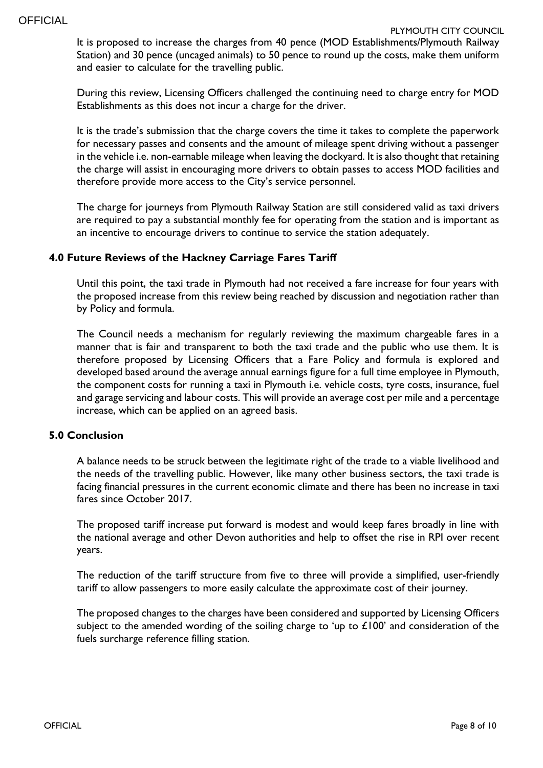It is proposed to increase the charges from 40 pence (MOD Establishments/Plymouth Railway Station) and 30 pence (uncaged animals) to 50 pence to round up the costs, make them uniform and easier to calculate for the travelling public.

During this review, Licensing Officers challenged the continuing need to charge entry for MOD Establishments as this does not incur a charge for the driver.

It is the trade's submission that the charge covers the time it takes to complete the paperwork for necessary passes and consents and the amount of mileage spent driving without a passenger in the vehicle i.e. non-earnable mileage when leaving the dockyard. It is also thought that retaining the charge will assist in encouraging more drivers to obtain passes to access MOD facilities and therefore provide more access to the City's service personnel.

The charge for journeys from Plymouth Railway Station are still considered valid as taxi drivers are required to pay a substantial monthly fee for operating from the station and is important as an incentive to encourage drivers to continue to service the station adequately.

## 4.0 Future Reviews of the Hackney Carriage Fares Tariff

Until this point, the taxi trade in Plymouth had not received a fare increase for four years with the proposed increase from this review being reached by discussion and negotiation rather than by Policy and formula.

The Council needs a mechanism for regularly reviewing the maximum chargeable fares in a manner that is fair and transparent to both the taxi trade and the public who use them. It is therefore proposed by Licensing Officers that a Fare Policy and formula is explored and developed based around the average annual earnings figure for a full time employee in Plymouth, the component costs for running a taxi in Plymouth i.e. vehicle costs, tyre costs, insurance, fuel and garage servicing and labour costs. This will provide an average cost per mile and a percentage increase, which can be applied on an agreed basis.

## 5.0 Conclusion

A balance needs to be struck between the legitimate right of the trade to a viable livelihood and the needs of the travelling public. However, like many other business sectors, the taxi trade is facing financial pressures in the current economic climate and there has been no increase in taxi fares since October 2017.

The proposed tariff increase put forward is modest and would keep fares broadly in line with the national average and other Devon authorities and help to offset the rise in RPI over recent years.

The reduction of the tariff structure from five to three will provide a simplified, user-friendly tariff to allow passengers to more easily calculate the approximate cost of their journey.

The proposed changes to the charges have been considered and supported by Licensing Officers subject to the amended wording of the soiling charge to 'up to £100' and consideration of the fuels surcharge reference filling station.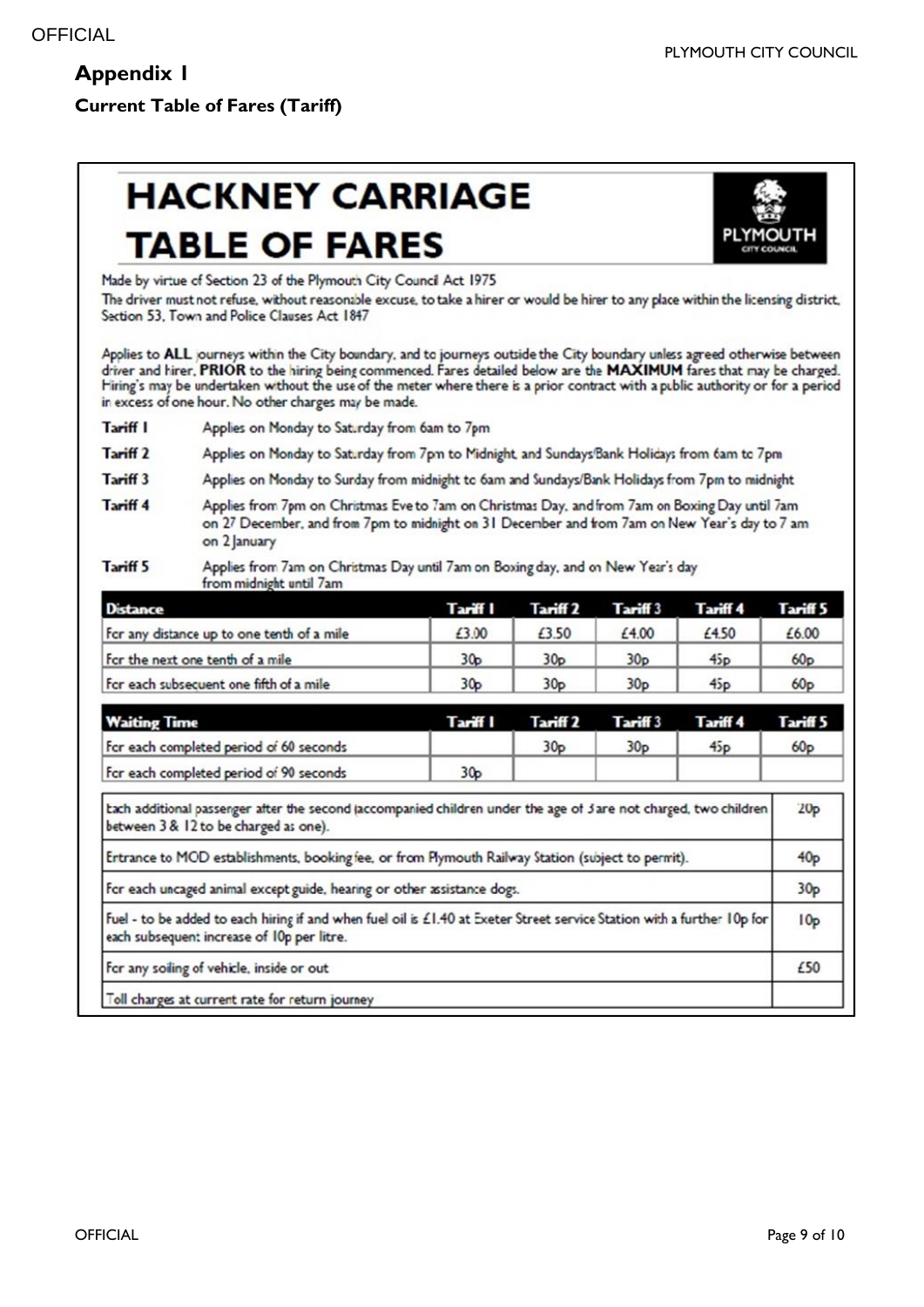## Appendix 1

### Current Table of Fares (Tariff)

# HACKNEY CARRIAGE TABLE OF FARES

Made by virtue of Section 23 of the Plymouth City Council Act 1975

The driver must not refuse, without reasonable excuse, to take a hirer or would be hirer to any place within the licensing district. Section 53, Town and Police Clauses Act 1847

Applies to **ALL** journeys within the City boundary, and to journeys outside the City boundary unless agreed otherwise between driver and hirer, **PRIOR** to the hiring being commenced. Fares detailed below are the **MAXIMUM** fares that may be charged. Hiring's may be undertaken without the use of the meter where there is a prior contract with a public authority or for a period in excess of one hour. No other charges may be made.

**Tariff 1** Applies on Monday to Saturday from 6am to 7pm

**Tariff 2** Applies on Monday to Saturday from 7pm to Midnight and Sundays/Bank Holidays from 6am to 7pm

**Tariff 3** Applies on Monday to Sunday from midnight to 6am and Sundays/Bank Holidays from 7pm to midnight

**Tariff 4** Applies from 7pm on Christmas Eve to 7am on Christmas Day, and from 7am on Boxing Day until 7am on 27 December, and from 7pm to midnight on 31 December and from 7am on New Year's day to 7 am on 2 January

**Tariff 5** Applies from 7am on Christmas Day until 7am on Boxing day, and on New Year's day from midnight until 7am

| Distance | Tariff 1 | Tariff 2 | Tariff 3 | Tariff 4 | Tariff 5 |
|---|---|---|---|---|---|
| For any distance up to one tenth of a mile | £3.00 | £3.50 | £4.00 | £4.50 | £6.00 |
| For the next one tenth of a mile | 30p | 30p | 30p | 45p | 60p |
| For each subsequent one fifth of a mile | 30p | 30p | 30p | 45p | 60p |

| Waiting Time | Tariff 1 | Tariff 2 | Tariff 3 | Tariff 4 | Tariff 5 |
|---|---|---|---|---|---|
| For each completed period of 60 seconds | | 30p | 30p | 45p | 60p |
| For each completed period of 90 seconds | 30p | | | | |

| | |
|---|---|
| Each additional passenger after the second (accompanied children under the age of 3 are not charged, two children between 3 & 12 to be charged as one). | 20p |
| Entrance to MOD establishments, booking fee, or from Plymouth Railway Station (subject to permit). | 40p |
| For each uncaged animal except guide, hearing or other assistance dogs. | 30p |
| Fuel - to be added to each hiring if and when fuel oil is £1.40 at Exeter Street service Station with a further 10p for each subsequent increase of 10p per litre. | 10p |
| For any soiling of vehicle, inside or out | £50 |
| Toll charges at current rate for return journey | |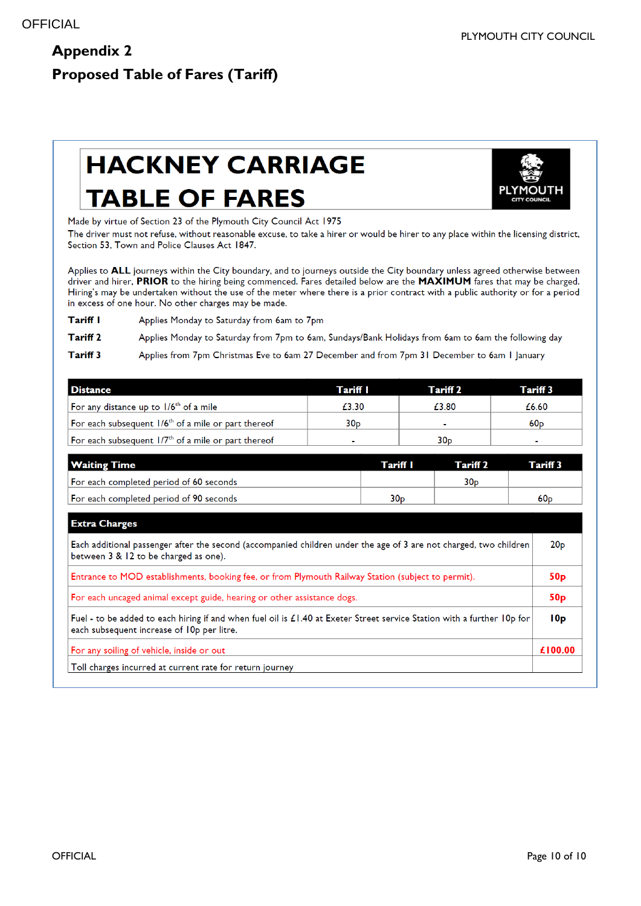# Appendix 2

## Proposed Table of Fares (Tariff)

# HACKNEY CARRIAGE TABLE OF FARES

PLYMOUTH CITY COUNCIL

Made by virtue of Section 23 of the Plymouth City Council Act 1975

The driver must not refuse, without reasonable excuse, to take a hirer or would be hirer to any place within the licensing district, Section 53, Town and Police Clauses Act 1847.

Applies to **ALL** journeys within the City boundary, and to journeys outside the City boundary unless agreed otherwise between driver and hirer, **PRIOR** to the hiring being commenced. Fares detailed below are the **MAXIMUM** fares that may be charged. Hiring's may be undertaken without the use of the meter where there is a prior contract with a public authority or for a period in excess of one hour. No other charges may be made.

**Tariff 1** Applies Monday to Saturday from 6am to 7pm

**Tariff 2** Applies Monday to Saturday from 7pm to 6am, Sundays/Bank Holidays from 6am to 6am the following day

**Tariff 3** Applies from 7pm Christmas Eve to 6am 27 December and from 7pm 31 December to 6am 1 January

| Distance | Tariff 1 | Tariff 2 | Tariff 3 |
|---|---|---|---|
| For any distance up to 1/6th of a mile | £3.30 | £3.80 | £6.60 |
| For each subsequent 1/6th of a mile or part thereof | 30p | - | 60p |
| For each subsequent 1/7th of a mile or part thereof | - | 30p | - |

| Waiting Time | Tariff 1 | Tariff 2 | Tariff 3 |
|---|---|---|---|
| For each completed period of 60 seconds | | 30p | |
| For each completed period of 90 seconds | 30p | | 60p |

| Extra Charges | |
|---|---|
| Each additional passenger after the second (accompanied children under the age of 3 are not charged, two children between 3 & 12 to be charged as one). | 20p |
| Entrance to MOD establishments, booking fee, or from Plymouth Railway Station (subject to permit). | **50p** |
| For each uncaged animal except guide, hearing or other assistance dogs. | **50p** |
| Fuel - to be added to each hiring if and when fuel oil is £1.40 at Exeter Street service Station with a further 10p for each subsequent increase of 10p per litre. | **10p** |
| For any soiling of vehicle, inside or out | **£100.00** |
| Toll charges incurred at current rate for return journey | |